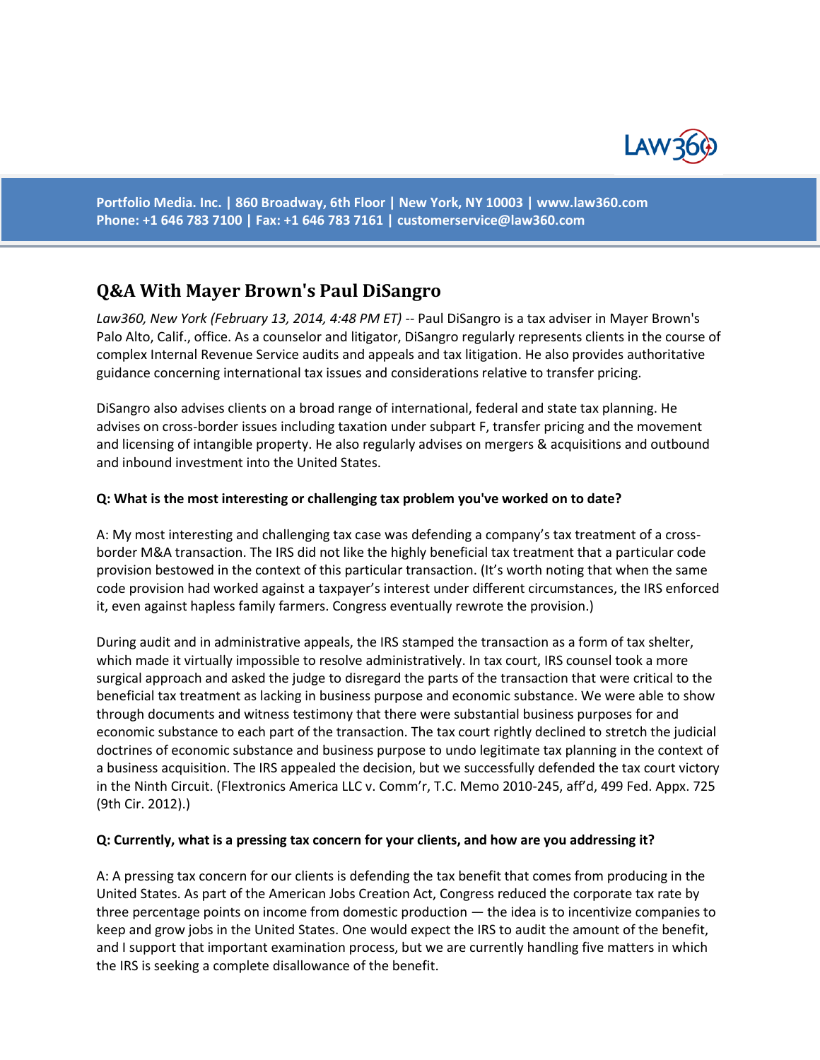Portfolio Media. Inc. | 860 Broadway, 6th Floor | New York, NY 10003 | www.law360.com
Phone: +1 646 783 7100 | Fax: +1 646 783 7161 | customerservice@law360.com

# Q&A With Mayer Brown's Paul DiSangro

*Law360, New York (February 13, 2014, 4:48 PM ET)* -- Paul DiSangro is a tax adviser in Mayer Brown's Palo Alto, Calif., office. As a counselor and litigator, DiSangro regularly represents clients in the course of complex Internal Revenue Service audits and appeals and tax litigation. He also provides authoritative guidance concerning international tax issues and considerations relative to transfer pricing.

DiSangro also advises clients on a broad range of international, federal and state tax planning. He advises on cross-border issues including taxation under subpart F, transfer pricing and the movement and licensing of intangible property. He also regularly advises on mergers & acquisitions and outbound and inbound investment into the United States.

**Q: What is the most interesting or challenging tax problem you've worked on to date?**

A: My most interesting and challenging tax case was defending a company's tax treatment of a cross-border M&A transaction. The IRS did not like the highly beneficial tax treatment that a particular code provision bestowed in the context of this particular transaction. (It's worth noting that when the same code provision had worked against a taxpayer's interest under different circumstances, the IRS enforced it, even against hapless family farmers. Congress eventually rewrote the provision.)

During audit and in administrative appeals, the IRS stamped the transaction as a form of tax shelter, which made it virtually impossible to resolve administratively. In tax court, IRS counsel took a more surgical approach and asked the judge to disregard the parts of the transaction that were critical to the beneficial tax treatment as lacking in business purpose and economic substance. We were able to show through documents and witness testimony that there were substantial business purposes for and economic substance to each part of the transaction. The tax court rightly declined to stretch the judicial doctrines of economic substance and business purpose to undo legitimate tax planning in the context of a business acquisition. The IRS appealed the decision, but we successfully defended the tax court victory in the Ninth Circuit. (Flextronics America LLC v. Comm'r, T.C. Memo 2010-245, aff'd, 499 Fed. Appx. 725 (9th Cir. 2012).)

**Q: Currently, what is a pressing tax concern for your clients, and how are you addressing it?**

A: A pressing tax concern for our clients is defending the tax benefit that comes from producing in the United States. As part of the American Jobs Creation Act, Congress reduced the corporate tax rate by three percentage points on income from domestic production — the idea is to incentivize companies to keep and grow jobs in the United States. One would expect the IRS to audit the amount of the benefit, and I support that important examination process, but we are currently handling five matters in which the IRS is seeking a complete disallowance of the benefit.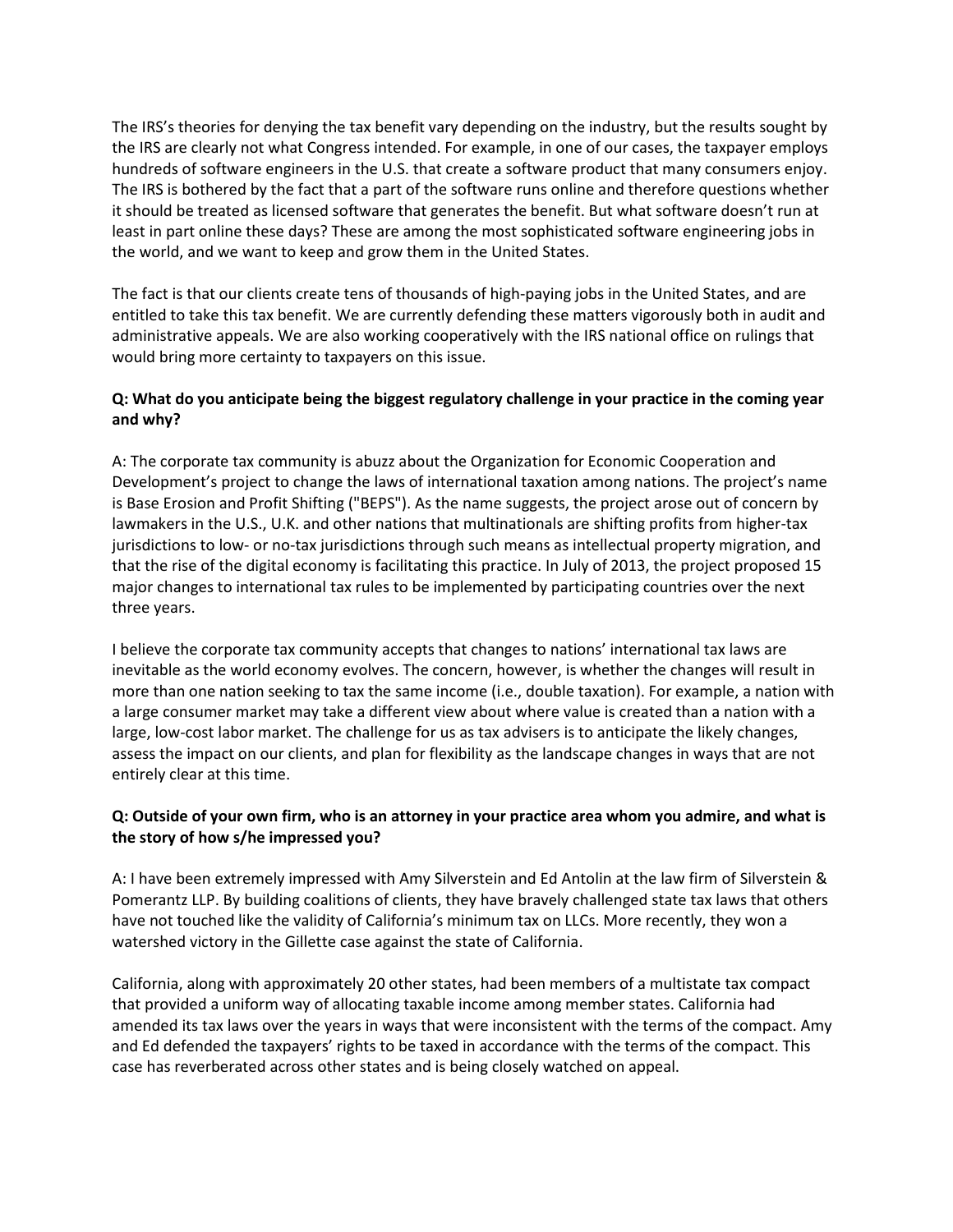The IRS's theories for denying the tax benefit vary depending on the industry, but the results sought by the IRS are clearly not what Congress intended. For example, in one of our cases, the taxpayer employs hundreds of software engineers in the U.S. that create a software product that many consumers enjoy. The IRS is bothered by the fact that a part of the software runs online and therefore questions whether it should be treated as licensed software that generates the benefit. But what software doesn't run at least in part online these days? These are among the most sophisticated software engineering jobs in the world, and we want to keep and grow them in the United States.

The fact is that our clients create tens of thousands of high-paying jobs in the United States, and are entitled to take this tax benefit. We are currently defending these matters vigorously both in audit and administrative appeals. We are also working cooperatively with the IRS national office on rulings that would bring more certainty to taxpayers on this issue.

**Q: What do you anticipate being the biggest regulatory challenge in your practice in the coming year and why?**

A: The corporate tax community is abuzz about the Organization for Economic Cooperation and Development's project to change the laws of international taxation among nations. The project's name is Base Erosion and Profit Shifting ("BEPS"). As the name suggests, the project arose out of concern by lawmakers in the U.S., U.K. and other nations that multinationals are shifting profits from higher-tax jurisdictions to low- or no-tax jurisdictions through such means as intellectual property migration, and that the rise of the digital economy is facilitating this practice. In July of 2013, the project proposed 15 major changes to international tax rules to be implemented by participating countries over the next three years.

I believe the corporate tax community accepts that changes to nations' international tax laws are inevitable as the world economy evolves. The concern, however, is whether the changes will result in more than one nation seeking to tax the same income (i.e., double taxation). For example, a nation with a large consumer market may take a different view about where value is created than a nation with a large, low-cost labor market. The challenge for us as tax advisers is to anticipate the likely changes, assess the impact on our clients, and plan for flexibility as the landscape changes in ways that are not entirely clear at this time.

**Q: Outside of your own firm, who is an attorney in your practice area whom you admire, and what is the story of how s/he impressed you?**

A: I have been extremely impressed with Amy Silverstein and Ed Antolin at the law firm of Silverstein & Pomerantz LLP. By building coalitions of clients, they have bravely challenged state tax laws that others have not touched like the validity of California's minimum tax on LLCs. More recently, they won a watershed victory in the Gillette case against the state of California.

California, along with approximately 20 other states, had been members of a multistate tax compact that provided a uniform way of allocating taxable income among member states. California had amended its tax laws over the years in ways that were inconsistent with the terms of the compact. Amy and Ed defended the taxpayers' rights to be taxed in accordance with the terms of the compact. This case has reverberated across other states and is being closely watched on appeal.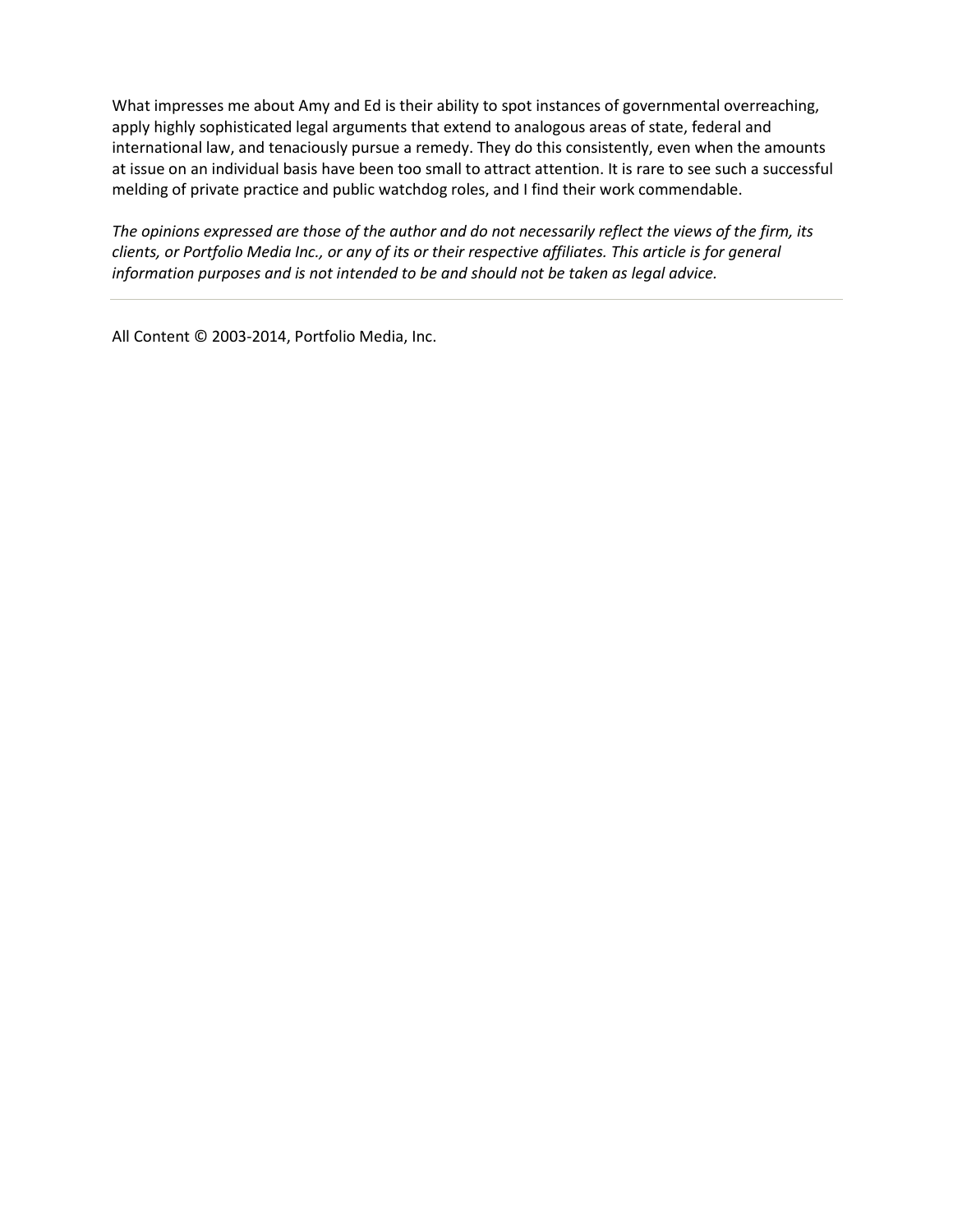What impresses me about Amy and Ed is their ability to spot instances of governmental overreaching, apply highly sophisticated legal arguments that extend to analogous areas of state, federal and international law, and tenaciously pursue a remedy. They do this consistently, even when the amounts at issue on an individual basis have been too small to attract attention. It is rare to see such a successful melding of private practice and public watchdog roles, and I find their work commendable.

*The opinions expressed are those of the author and do not necessarily reflect the views of the firm, its clients, or Portfolio Media Inc., or any of its or their respective affiliates. This article is for general information purposes and is not intended to be and should not be taken as legal advice.*

---

All Content © 2003-2014, Portfolio Media, Inc.